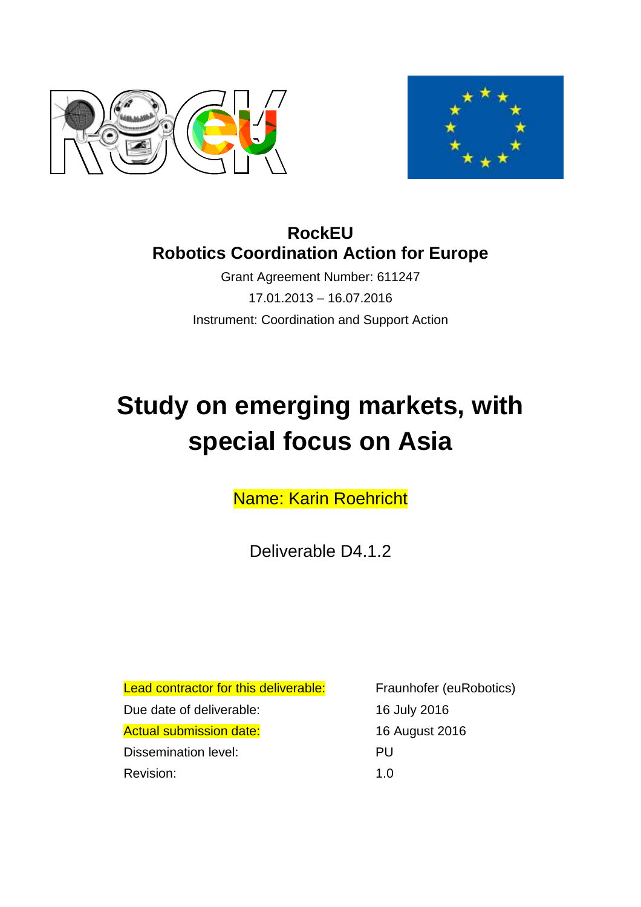**RockEU**
**Robotics Coordination Action for Europe**

Grant Agreement Number: 611247

17.01.2013 – 16.07.2016

Instrument: Coordination and Support Action

# Study on emerging markets, with special focus on Asia

Name: Karin Roehricht

Deliverable D4.1.2

| | |
|---|---|
| Lead contractor for this deliverable: | Fraunhofer (euRobotics) |
| Due date of deliverable: | 16 July 2016 |
| Actual submission date: | 16 August 2016 |
| Dissemination level: | PU |
| Revision: | 1.0 |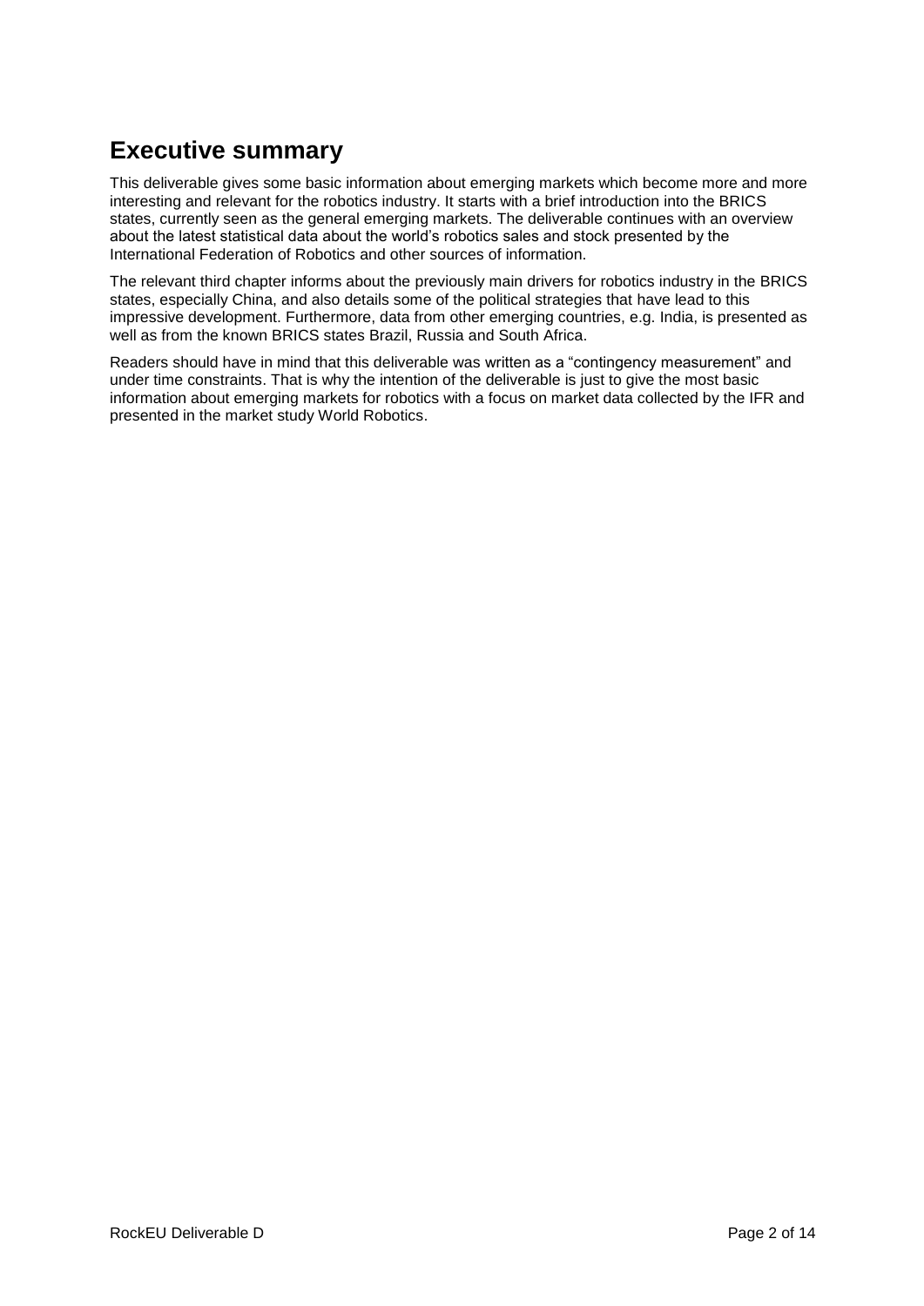# Executive summary

This deliverable gives some basic information about emerging markets which become more and more interesting and relevant for the robotics industry. It starts with a brief introduction into the BRICS states, currently seen as the general emerging markets. The deliverable continues with an overview about the latest statistical data about the world's robotics sales and stock presented by the International Federation of Robotics and other sources of information.

The relevant third chapter informs about the previously main drivers for robotics industry in the BRICS states, especially China, and also details some of the political strategies that have lead to this impressive development. Furthermore, data from other emerging countries, e.g. India, is presented as well as from the known BRICS states Brazil, Russia and South Africa.

Readers should have in mind that this deliverable was written as a "contingency measurement" and under time constraints. That is why the intention of the deliverable is just to give the most basic information about emerging markets for robotics with a focus on market data collected by the IFR and presented in the market study World Robotics.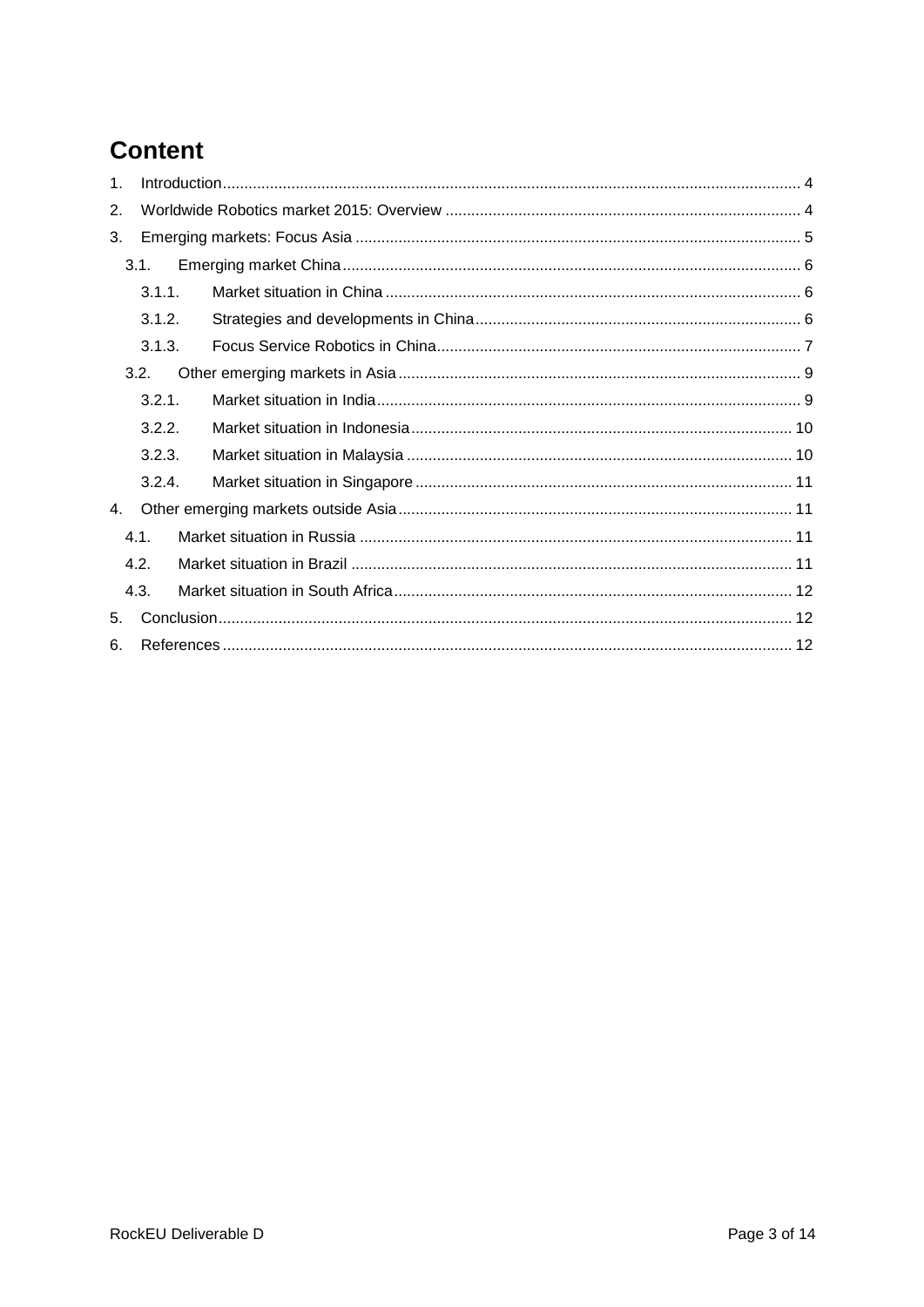# Content

1. Introduction ..... 4
2. Worldwide Robotics market 2015: Overview ..... 4
3. Emerging markets: Focus Asia ..... 5
   - 3.1. Emerging market China ..... 6
     - 3.1.1. Market situation in China ..... 6
     - 3.1.2. Strategies and developments in China ..... 6
     - 3.1.3. Focus Service Robotics in China ..... 7
   - 3.2. Other emerging markets in Asia ..... 9
     - 3.2.1. Market situation in India ..... 9
     - 3.2.2. Market situation in Indonesia ..... 10
     - 3.2.3. Market situation in Malaysia ..... 10
     - 3.2.4. Market situation in Singapore ..... 11
4. Other emerging markets outside Asia ..... 11
   - 4.1. Market situation in Russia ..... 11
   - 4.2. Market situation in Brazil ..... 11
   - 4.3. Market situation in South Africa ..... 12
5. Conclusion ..... 12
6. References ..... 12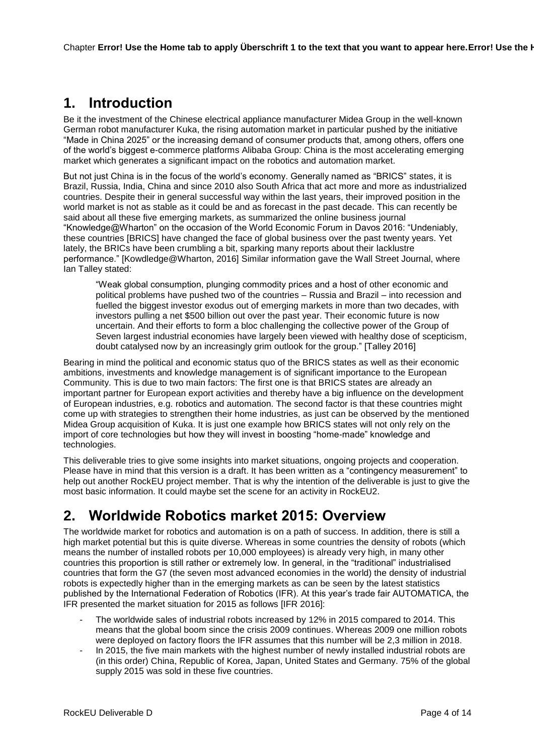# 1. Introduction

Be it the investment of the Chinese electrical appliance manufacturer Midea Group in the well-known German robot manufacturer Kuka, the rising automation market in particular pushed by the initiative "Made in China 2025" or the increasing demand of consumer products that, among others, offers one of the world's biggest e-commerce platforms Alibaba Group: China is the most accelerating emerging market which generates a significant impact on the robotics and automation market.

But not just China is in the focus of the world's economy. Generally named as "BRICS" states, it is Brazil, Russia, India, China and since 2010 also South Africa that act more and more as industrialized countries. Despite their in general successful way within the last years, their improved position in the world market is not as stable as it could be and as forecast in the past decade. This can recently be said about all these five emerging markets, as summarized the online business journal "Knowledge@Wharton" on the occasion of the World Economic Forum in Davos 2016: "Undeniably, these countries [BRICS] have changed the face of global business over the past twenty years. Yet lately, the BRICs have been crumbling a bit, sparking many reports about their lacklustre performance." [Kowdledge@Wharton, 2016] Similar information gave the Wall Street Journal, where Ian Talley stated:

> "Weak global consumption, plunging commodity prices and a host of other economic and political problems have pushed two of the countries – Russia and Brazil – into recession and fuelled the biggest investor exodus out of emerging markets in more than two decades, with investors pulling a net $500 billion out over the past year. Their economic future is now uncertain. And their efforts to form a bloc challenging the collective power of the Group of Seven largest industrial economies have largely been viewed with healthy dose of scepticism, doubt catalysed now by an increasingly grim outlook for the group." [Talley 2016]

Bearing in mind the political and economic status quo of the BRICS states as well as their economic ambitions, investments and knowledge management is of significant importance to the European Community. This is due to two main factors: The first one is that BRICS states are already an important partner for European export activities and thereby have a big influence on the development of European industries, e.g. robotics and automation. The second factor is that these countries might come up with strategies to strengthen their home industries, as just can be observed by the mentioned Midea Group acquisition of Kuka. It is just one example how BRICS states will not only rely on the import of core technologies but how they will invest in boosting "home-made" knowledge and technologies.

This deliverable tries to give some insights into market situations, ongoing projects and cooperation. Please have in mind that this version is a draft. It has been written as a "contingency measurement" to help out another RockEU project member. That is why the intention of the deliverable is just to give the most basic information. It could maybe set the scene for an activity in RockEU2.

# 2. Worldwide Robotics market 2015: Overview

The worldwide market for robotics and automation is on a path of success. In addition, there is still a high market potential but this is quite diverse. Whereas in some countries the density of robots (which means the number of installed robots per 10,000 employees) is already very high, in many other countries this proportion is still rather or extremely low. In general, in the "traditional" industrialised countries that form the G7 (the seven most advanced economies in the world) the density of industrial robots is expectedly higher than in the emerging markets as can be seen by the latest statistics published by the International Federation of Robotics (IFR). At this year's trade fair AUTOMATICA, the IFR presented the market situation for 2015 as follows [IFR 2016]:

- The worldwide sales of industrial robots increased by 12% in 2015 compared to 2014. This means that the global boom since the crisis 2009 continues. Whereas 2009 one million robots were deployed on factory floors the IFR assumes that this number will be 2,3 million in 2018.
- In 2015, the five main markets with the highest number of newly installed industrial robots are (in this order) China, Republic of Korea, Japan, United States and Germany. 75% of the global supply 2015 was sold in these five countries.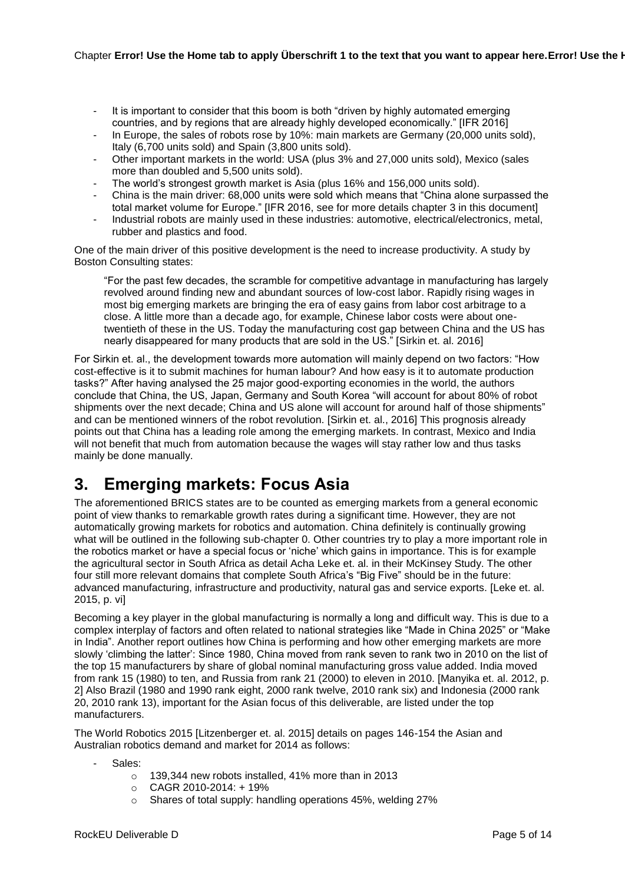- It is important to consider that this boom is both “driven by highly automated emerging countries, and by regions that are already highly developed economically.” [IFR 2016]
- In Europe, the sales of robots rose by 10%: main markets are Germany (20,000 units sold), Italy (6,700 units sold) and Spain (3,800 units sold).
- Other important markets in the world: USA (plus 3% and 27,000 units sold), Mexico (sales more than doubled and 5,500 units sold).
- The world’s strongest growth market is Asia (plus 16% and 156,000 units sold).
- China is the main driver: 68,000 units were sold which means that “China alone surpassed the total market volume for Europe.” [IFR 2016, see for more details chapter 3 in this document]
- Industrial robots are mainly used in these industries: automotive, electrical/electronics, metal, rubber and plastics and food.

One of the main driver of this positive development is the need to increase productivity. A study by Boston Consulting states:

> “For the past few decades, the scramble for competitive advantage in manufacturing has largely revolved around finding new and abundant sources of low-cost labor. Rapidly rising wages in most big emerging markets are bringing the era of easy gains from labor cost arbitrage to a close. A little more than a decade ago, for example, Chinese labor costs were about one-twentieth of these in the US. Today the manufacturing cost gap between China and the US has nearly disappeared for many products that are sold in the US.” [Sirkin et. al. 2016]

For Sirkin et. al., the development towards more automation will mainly depend on two factors: “How cost-effective is it to submit machines for human labour? And how easy is it to automate production tasks?” After having analysed the 25 major good-exporting economies in the world, the authors conclude that China, the US, Japan, Germany and South Korea “will account for about 80% of robot shipments over the next decade; China and US alone will account for around half of those shipments” and can be mentioned winners of the robot revolution. [Sirkin et. al., 2016] This prognosis already points out that China has a leading role among the emerging markets. In contrast, Mexico and India will not benefit that much from automation because the wages will stay rather low and thus tasks mainly be done manually.

# 3. Emerging markets: Focus Asia

The aforementioned BRICS states are to be counted as emerging markets from a general economic point of view thanks to remarkable growth rates during a significant time. However, they are not automatically growing markets for robotics and automation. China definitely is continually growing what will be outlined in the following sub-chapter 0. Other countries try to play a more important role in the robotics market or have a special focus or ‘niche’ which gains in importance. This is for example the agricultural sector in South Africa as detail Acha Leke et. al. in their McKinsey Study. The other four still more relevant domains that complete South Africa’s “Big Five” should be in the future: advanced manufacturing, infrastructure and productivity, natural gas and service exports. [Leke et. al. 2015, p. vi]

Becoming a key player in the global manufacturing is normally a long and difficult way. This is due to a complex interplay of factors and often related to national strategies like “Made in China 2025” or “Make in India”. Another report outlines how China is performing and how other emerging markets are more slowly ‘climbing the latter’: Since 1980, China moved from rank seven to rank two in 2010 on the list of the top 15 manufacturers by share of global nominal manufacturing gross value added. India moved from rank 15 (1980) to ten, and Russia from rank 21 (2000) to eleven in 2010. [Manyika et. al. 2012, p. 2] Also Brazil (1980 and 1990 rank eight, 2000 rank twelve, 2010 rank six) and Indonesia (2000 rank 20, 2010 rank 13), important for the Asian focus of this deliverable, are listed under the top manufacturers.

The World Robotics 2015 [Litzenberger et. al. 2015] details on pages 146-154 the Asian and Australian robotics demand and market for 2014 as follows:

- Sales:
  - 139,344 new robots installed, 41% more than in 2013
  - CAGR 2010-2014: + 19%
  - Shares of total supply: handling operations 45%, welding 27%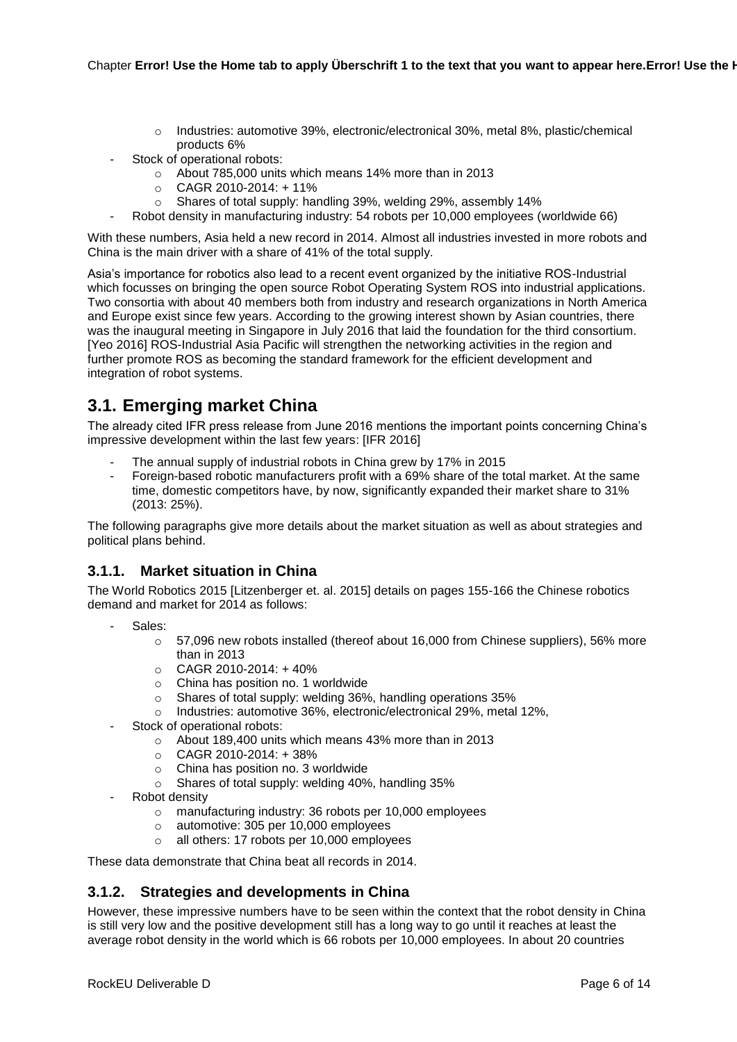- Industries: automotive 39%, electronic/electronical 30%, metal 8%, plastic/chemical products 6%
- Stock of operational robots:
    - About 785,000 units which means 14% more than in 2013
    - CAGR 2010-2014: + 11%
    - Shares of total supply: handling 39%, welding 29%, assembly 14%
- Robot density in manufacturing industry: 54 robots per 10,000 employees (worldwide 66)

With these numbers, Asia held a new record in 2014. Almost all industries invested in more robots and China is the main driver with a share of 41% of the total supply.

Asia's importance for robotics also lead to a recent event organized by the initiative ROS-Industrial which focusses on bringing the open source Robot Operating System ROS into industrial applications. Two consortia with about 40 members both from industry and research organizations in North America and Europe exist since few years. According to the growing interest shown by Asian countries, there was the inaugural meeting in Singapore in July 2016 that laid the foundation for the third consortium. [Yeo 2016] ROS-Industrial Asia Pacific will strengthen the networking activities in the region and further promote ROS as becoming the standard framework for the efficient development and integration of robot systems.

## 3.1. Emerging market China

The already cited IFR press release from June 2016 mentions the important points concerning China's impressive development within the last few years: [IFR 2016]

- The annual supply of industrial robots in China grew by 17% in 2015
- Foreign-based robotic manufacturers profit with a 69% share of the total market. At the same time, domestic competitors have, by now, significantly expanded their market share to 31% (2013: 25%).

The following paragraphs give more details about the market situation as well as about strategies and political plans behind.

### 3.1.1. Market situation in China

The World Robotics 2015 [Litzenberger et. al. 2015] details on pages 155-166 the Chinese robotics demand and market for 2014 as follows:

- Sales:
    - 57,096 new robots installed (thereof about 16,000 from Chinese suppliers), 56% more than in 2013
    - CAGR 2010-2014: + 40%
    - China has position no. 1 worldwide
    - Shares of total supply: welding 36%, handling operations 35%
    - Industries: automotive 36%, electronic/electronical 29%, metal 12%,
- Stock of operational robots:
    - About 189,400 units which means 43% more than in 2013
    - CAGR 2010-2014: + 38%
    - China has position no. 3 worldwide
    - Shares of total supply: welding 40%, handling 35%
- Robot density
    - manufacturing industry: 36 robots per 10,000 employees
    - automotive: 305 per 10,000 employees
    - all others: 17 robots per 10,000 employees

These data demonstrate that China beat all records in 2014.

### 3.1.2. Strategies and developments in China

However, these impressive numbers have to be seen within the context that the robot density in China is still very low and the positive development still has a long way to go until it reaches at least the average robot density in the world which is 66 robots per 10,000 employees. In about 20 countries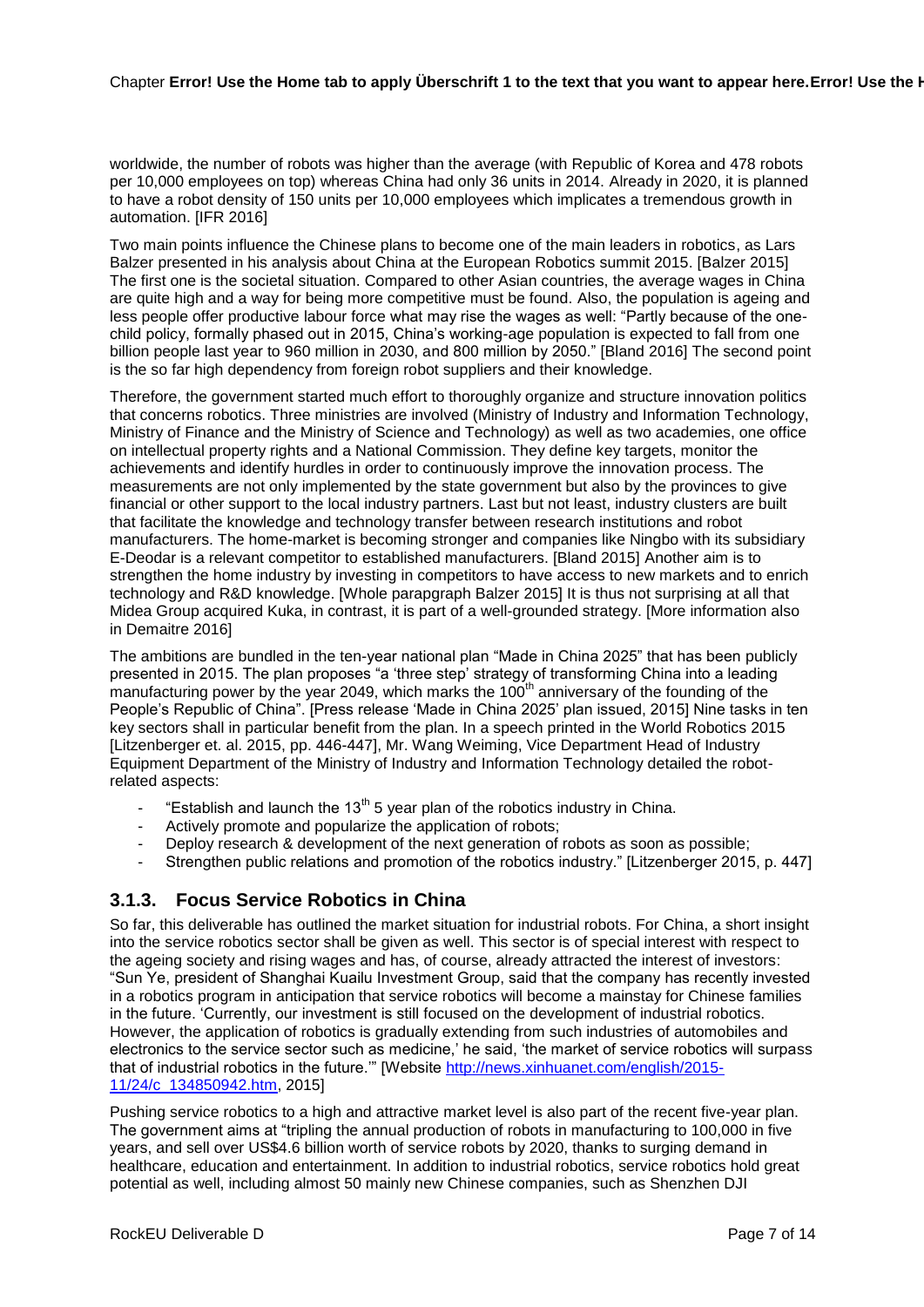worldwide, the number of robots was higher than the average (with Republic of Korea and 478 robots per 10,000 employees on top) whereas China had only 36 units in 2014. Already in 2020, it is planned to have a robot density of 150 units per 10,000 employees which implicates a tremendous growth in automation. [IFR 2016]

Two main points influence the Chinese plans to become one of the main leaders in robotics, as Lars Balzer presented in his analysis about China at the European Robotics summit 2015. [Balzer 2015] The first one is the societal situation. Compared to other Asian countries, the average wages in China are quite high and a way for being more competitive must be found. Also, the population is ageing and less people offer productive labour force what may rise the wages as well: "Partly because of the one-child policy, formally phased out in 2015, China's working-age population is expected to fall from one billion people last year to 960 million in 2030, and 800 million by 2050." [Bland 2016] The second point is the so far high dependency from foreign robot suppliers and their knowledge.

Therefore, the government started much effort to thoroughly organize and structure innovation politics that concerns robotics. Three ministries are involved (Ministry of Industry and Information Technology, Ministry of Finance and the Ministry of Science and Technology) as well as two academies, one office on intellectual property rights and a National Commission. They define key targets, monitor the achievements and identify hurdles in order to continuously improve the innovation process. The measurements are not only implemented by the state government but also by the provinces to give financial or other support to the local industry partners. Last but not least, industry clusters are built that facilitate the knowledge and technology transfer between research institutions and robot manufacturers. The home-market is becoming stronger and companies like Ningbo with its subsidiary E-Deodar is a relevant competitor to established manufacturers. [Bland 2015] Another aim is to strengthen the home industry by investing in competitors to have access to new markets and to enrich technology and R&D knowledge. [Whole parapgraph Balzer 2015] It is thus not surprising at all that Midea Group acquired Kuka, in contrast, it is part of a well-grounded strategy. [More information also in Demaitre 2016]

The ambitions are bundled in the ten-year national plan "Made in China 2025" that has been publicly presented in 2015. The plan proposes "a 'three step' strategy of transforming China into a leading manufacturing power by the year 2049, which marks the 100th anniversary of the founding of the People's Republic of China". [Press release 'Made in China 2025' plan issued, 2015] Nine tasks in ten key sectors shall in particular benefit from the plan. In a speech printed in the World Robotics 2015 [Litzenberger et. al. 2015, pp. 446-447], Mr. Wang Weiming, Vice Department Head of Industry Equipment Department of the Ministry of Industry and Information Technology detailed the robot-related aspects:

- "Establish and launch the 13th 5 year plan of the robotics industry in China.
- Actively promote and popularize the application of robots;
- Deploy research & development of the next generation of robots as soon as possible;
- Strengthen public relations and promotion of the robotics industry." [Litzenberger 2015, p. 447]

### 3.1.3. Focus Service Robotics in China

So far, this deliverable has outlined the market situation for industrial robots. For China, a short insight into the service robotics sector shall be given as well. This sector is of special interest with respect to the ageing society and rising wages and has, of course, already attracted the interest of investors: "Sun Ye, president of Shanghai Kuailu Investment Group, said that the company has recently invested in a robotics program in anticipation that service robotics will become a mainstay for Chinese families in the future. 'Currently, our investment is still focused on the development of industrial robotics. However, the application of robotics is gradually extending from such industries of automobiles and electronics to the service sector such as medicine,' he said, 'the market of service robotics will surpass that of industrial robotics in the future.'" [Website http://news.xinhuanet.com/english/2015-11/24/c_134850942.htm, 2015]

Pushing service robotics to a high and attractive market level is also part of the recent five-year plan. The government aims at "tripling the annual production of robots in manufacturing to 100,000 in five years, and sell over US$4.6 billion worth of service robots by 2020, thanks to surging demand in healthcare, education and entertainment. In addition to industrial robotics, service robotics hold great potential as well, including almost 50 mainly new Chinese companies, such as Shenzhen DJI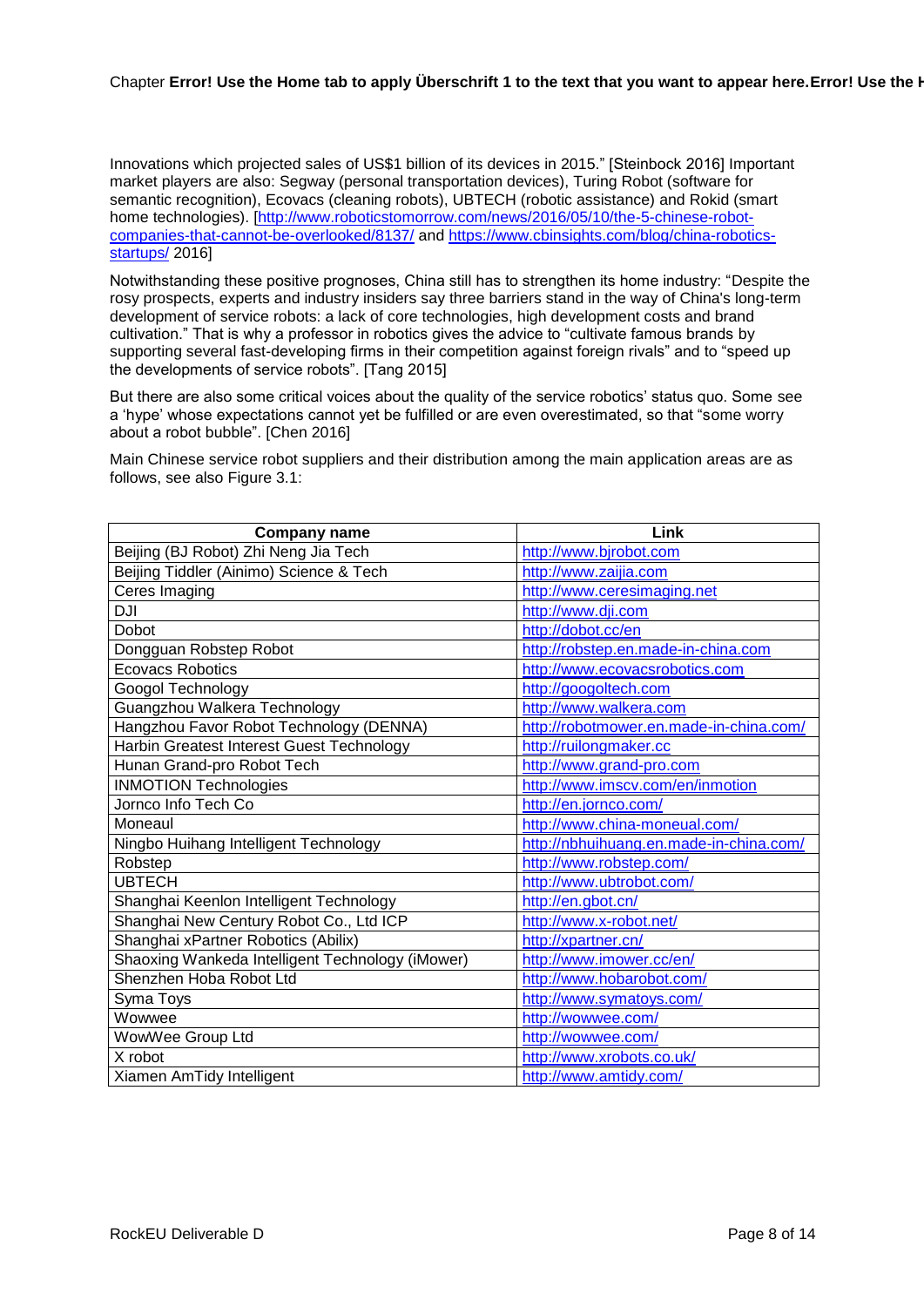Innovations which projected sales of US$1 billion of its devices in 2015." [Steinbock 2016] Important market players are also: Segway (personal transportation devices), Turing Robot (software for semantic recognition), Ecovacs (cleaning robots), UBTECH (robotic assistance) and Rokid (smart home technologies). [http://www.roboticstomorrow.com/news/2016/05/10/the-5-chinese-robot-companies-that-cannot-be-overlooked/8137/ and https://www.cbinsights.com/blog/china-robotics-startups/ 2016]

Notwithstanding these positive prognoses, China still has to strengthen its home industry: "Despite the rosy prospects, experts and industry insiders say three barriers stand in the way of China's long-term development of service robots: a lack of core technologies, high development costs and brand cultivation." That is why a professor in robotics gives the advice to "cultivate famous brands by supporting several fast-developing firms in their competition against foreign rivals" and to "speed up the developments of service robots". [Tang 2015]

But there are also some critical voices about the quality of the service robotics' status quo. Some see a 'hype' whose expectations cannot yet be fulfilled or are even overestimated, so that "some worry about a robot bubble". [Chen 2016]

Main Chinese service robot suppliers and their distribution among the main application areas are as follows, see also Figure 3.1:

| Company name | Link |
| --- | --- |
| Beijing (BJ Robot) Zhi Neng Jia Tech | http://www.bjrobot.com |
| Beijing Tiddler (Ainimo) Science & Tech | http://www.zaijia.com |
| Ceres Imaging | http://www.ceresimaging.net |
| DJI | http://www.dji.com |
| Dobot | http://dobot.cc/en |
| Dongguan Robstep Robot | http://robstep.en.made-in-china.com |
| Ecovacs Robotics | http://www.ecovacsrobotics.com |
| Googol Technology | http://googoltech.com |
| Guangzhou Walkera Technology | http://www.walkera.com |
| Hangzhou Favor Robot Technology (DENNA) | http://robotmower.en.made-in-china.com/ |
| Harbin Greatest Interest Guest Technology | http://ruilongmaker.cc |
| Hunan Grand-pro Robot Tech | http://www.grand-pro.com |
| INMOTION Technologies | http://www.imscv.com/en/inmotion |
| Jornco Info Tech Co | http://en.jornco.com/ |
| Moneaul | http://www.china-moneual.com/ |
| Ningbo Huihang Intelligent Technology | http://nbhuihuang.en.made-in-china.com/ |
| Robstep | http://www.robstep.com/ |
| UBTECH | http://www.ubtrobot.com/ |
| Shanghai Keenlon Intelligent Technology | http://en.gbot.cn/ |
| Shanghai New Century Robot Co., Ltd ICP | http://www.x-robot.net/ |
| Shanghai xPartner Robotics (Abilix) | http://xpartner.cn/ |
| Shaoxing Wankeda Intelligent Technology (iMower) | http://www.imower.cc/en/ |
| Shenzhen Hoba Robot Ltd | http://www.hobarobot.com/ |
| Syma Toys | http://www.symatoys.com/ |
| Wowwee | http://wowwee.com/ |
| WowWee Group Ltd | http://wowwee.com/ |
| X robot | http://www.xrobots.co.uk/ |
| Xiamen AmTidy Intelligent | http://www.amtidy.com/ |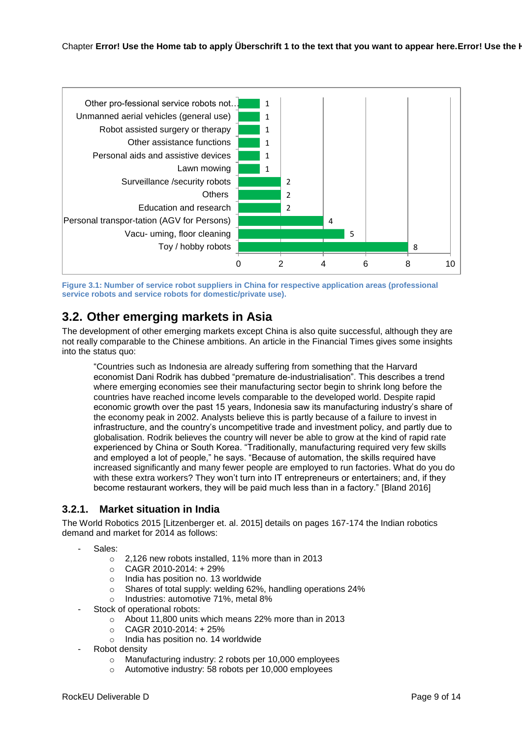| Application area | Number of suppliers |
| --- | --- |
| Other pro-fessional service robots not… | 1 |
| Unmanned aerial vehicles (general use) | 1 |
| Robot assisted surgery or therapy | 1 |
| Other assistance functions | 1 |
| Personal aids and assistive devices | 1 |
| Lawn mowing | 1 |
| Surveillance /security robots | 2 |
| Others | 2 |
| Education and research | 2 |
| Personal transpor-tation (AGV for Persons) | 4 |
| Vacu- uming, floor cleaning | 5 |
| Toy / hobby robots | 8 |

**Figure 3.1: Number of service robot suppliers in China for respective application areas (professional service robots and service robots for domestic/private use).**

## 3.2. Other emerging markets in Asia

The development of other emerging markets except China is also quite successful, although they are not really comparable to the Chinese ambitions. An article in the Financial Times gives some insights into the status quo:

> "Countries such as Indonesia are already suffering from something that the Harvard economist Dani Rodrik has dubbed "premature de-industrialisation". This describes a trend where emerging economies see their manufacturing sector begin to shrink long before the countries have reached income levels comparable to the developed world. Despite rapid economic growth over the past 15 years, Indonesia saw its manufacturing industry's share of the economy peak in 2002. Analysts believe this is partly because of a failure to invest in infrastructure, and the country's uncompetitive trade and investment policy, and partly due to globalisation. Rodrik believes the country will never be able to grow at the kind of rapid rate experienced by China or South Korea. "Traditionally, manufacturing required very few skills and employed a lot of people," he says. "Because of automation, the skills required have increased significantly and many fewer people are employed to run factories. What do you do with these extra workers? They won't turn into IT entrepreneurs or entertainers; and, if they become restaurant workers, they will be paid much less than in a factory." [Bland 2016]

### 3.2.1. Market situation in India

The World Robotics 2015 [Litzenberger et. al. 2015] details on pages 167-174 the Indian robotics demand and market for 2014 as follows:

- Sales:
  - 2,126 new robots installed, 11% more than in 2013
  - CAGR 2010-2014: + 29%
  - India has position no. 13 worldwide
  - Shares of total supply: welding 62%, handling operations 24%
  - Industries: automotive 71%, metal 8%
- Stock of operational robots:
  - About 11,800 units which means 22% more than in 2013
  - CAGR 2010-2014: + 25%
  - India has position no. 14 worldwide
- Robot density
  - Manufacturing industry: 2 robots per 10,000 employees
  - Automotive industry: 58 robots per 10,000 employees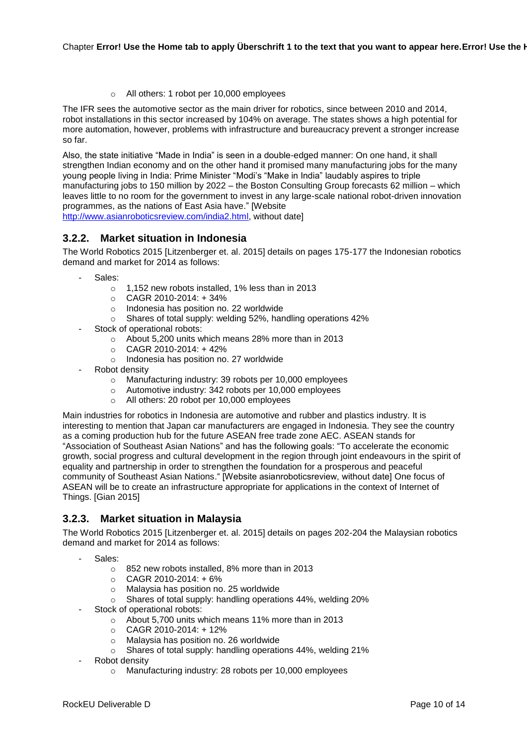- All others: 1 robot per 10,000 employees

The IFR sees the automotive sector as the main driver for robotics, since between 2010 and 2014, robot installations in this sector increased by 104% on average. The states shows a high potential for more automation, however, problems with infrastructure and bureaucracy prevent a stronger increase so far.

Also, the state initiative “Made in India” is seen in a double-edged manner: On one hand, it shall strengthen Indian economy and on the other hand it promised many manufacturing jobs for the many young people living in India: Prime Minister “Modi’s “Make in India” laudably aspires to triple manufacturing jobs to 150 million by 2022 – the Boston Consulting Group forecasts 62 million – which leaves little to no room for the government to invest in any large-scale national robot-driven innovation programmes, as the nations of East Asia have.” [Website http://www.asianroboticsreview.com/india2.html, without date]

### 3.2.2. Market situation in Indonesia

The World Robotics 2015 [Litzenberger et. al. 2015] details on pages 175-177 the Indonesian robotics demand and market for 2014 as follows:

- Sales:
  - 1,152 new robots installed, 1% less than in 2013
  - CAGR 2010-2014: + 34%
  - Indonesia has position no. 22 worldwide
  - Shares of total supply: welding 52%, handling operations 42%
- Stock of operational robots:
  - About 5,200 units which means 28% more than in 2013
  - CAGR 2010-2014: + 42%
  - Indonesia has position no. 27 worldwide
- Robot density
  - Manufacturing industry: 39 robots per 10,000 employees
  - Automotive industry: 342 robots per 10,000 employees
  - All others: 20 robot per 10,000 employees

Main industries for robotics in Indonesia are automotive and rubber and plastics industry. It is interesting to mention that Japan car manufacturers are engaged in Indonesia. They see the country as a coming production hub for the future ASEAN free trade zone AEC. ASEAN stands for “Association of Southeast Asian Nations” and has the following goals: “To accelerate the economic growth, social progress and cultural development in the region through joint endeavours in the spirit of equality and partnership in order to strengthen the foundation for a prosperous and peaceful community of Southeast Asian Nations.“ [Website asianroboticsreview, without date] One focus of ASEAN will be to create an infrastructure appropriate for applications in the context of Internet of Things. [Gian 2015]

### 3.2.3. Market situation in Malaysia

The World Robotics 2015 [Litzenberger et. al. 2015] details on pages 202-204 the Malaysian robotics demand and market for 2014 as follows:

- Sales:
  - 852 new robots installed, 8% more than in 2013
  - CAGR 2010-2014: + 6%
  - Malaysia has position no. 25 worldwide
  - Shares of total supply: handling operations 44%, welding 20%
- Stock of operational robots:
  - About 5,700 units which means 11% more than in 2013
  - CAGR 2010-2014: + 12%
  - Malaysia has position no. 26 worldwide
  - Shares of total supply: handling operations 44%, welding 21%
- Robot density
  - Manufacturing industry: 28 robots per 10,000 employees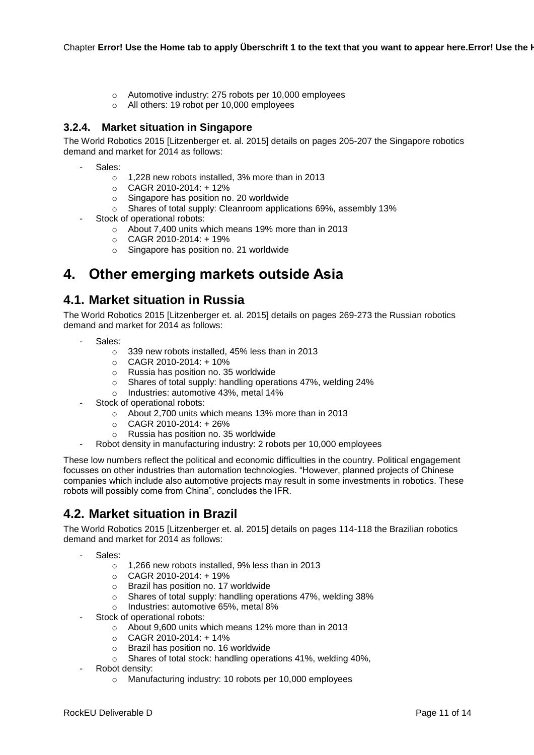- Automotive industry: 275 robots per 10,000 employees
    - All others: 19 robot per 10,000 employees

### 3.2.4. Market situation in Singapore

The World Robotics 2015 [Litzenberger et. al. 2015] details on pages 205-207 the Singapore robotics demand and market for 2014 as follows:

- Sales:
    - 1,228 new robots installed, 3% more than in 2013
    - CAGR 2010-2014: + 12%
    - Singapore has position no. 20 worldwide
    - Shares of total supply: Cleanroom applications 69%, assembly 13%
- Stock of operational robots:
    - About 7,400 units which means 19% more than in 2013
    - CAGR 2010-2014: + 19%
    - Singapore has position no. 21 worldwide

# 4. Other emerging markets outside Asia

## 4.1. Market situation in Russia

The World Robotics 2015 [Litzenberger et. al. 2015] details on pages 269-273 the Russian robotics demand and market for 2014 as follows:

- Sales:
    - 339 new robots installed, 45% less than in 2013
    - CAGR 2010-2014: + 10%
    - Russia has position no. 35 worldwide
    - Shares of total supply: handling operations 47%, welding 24%
    - Industries: automotive 43%, metal 14%
- Stock of operational robots:
    - About 2,700 units which means 13% more than in 2013
    - CAGR 2010-2014: + 26%
    - Russia has position no. 35 worldwide
- Robot density in manufacturing industry: 2 robots per 10,000 employees

These low numbers reflect the political and economic difficulties in the country. Political engagement focusses on other industries than automation technologies. "However, planned projects of Chinese companies which include also automotive projects may result in some investments in robotics. These robots will possibly come from China", concludes the IFR.

## 4.2. Market situation in Brazil

The World Robotics 2015 [Litzenberger et. al. 2015] details on pages 114-118 the Brazilian robotics demand and market for 2014 as follows:

- Sales:
    - 1,266 new robots installed, 9% less than in 2013
    - CAGR 2010-2014: + 19%
    - Brazil has position no. 17 worldwide
    - Shares of total supply: handling operations 47%, welding 38%
    - Industries: automotive 65%, metal 8%
- Stock of operational robots:
    - About 9,600 units which means 12% more than in 2013
    - CAGR 2010-2014: + 14%
    - Brazil has position no. 16 worldwide
    - Shares of total stock: handling operations 41%, welding 40%,
- Robot density:
    - Manufacturing industry: 10 robots per 10,000 employees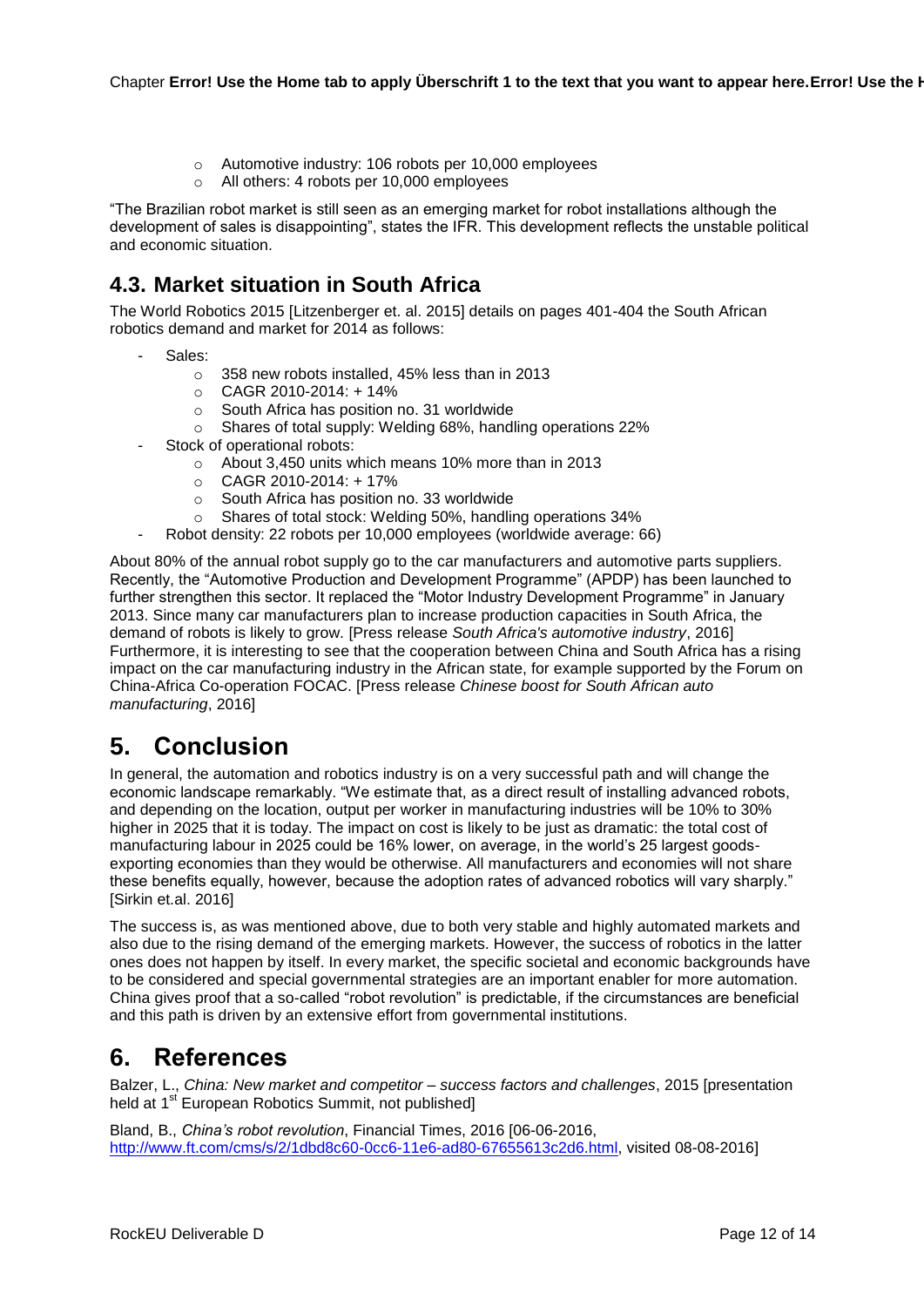- Automotive industry: 106 robots per 10,000 employees
- All others: 4 robots per 10,000 employees

"The Brazilian robot market is still seen as an emerging market for robot installations although the development of sales is disappointing", states the IFR. This development reflects the unstable political and economic situation.

## 4.3. Market situation in South Africa

The World Robotics 2015 [Litzenberger et. al. 2015] details on pages 401-404 the South African robotics demand and market for 2014 as follows:

- Sales:
  - 358 new robots installed, 45% less than in 2013
  - CAGR 2010-2014: + 14%
  - South Africa has position no. 31 worldwide
  - Shares of total supply: Welding 68%, handling operations 22%
- Stock of operational robots:
  - About 3,450 units which means 10% more than in 2013
  - CAGR 2010-2014: + 17%
  - South Africa has position no. 33 worldwide
  - Shares of total stock: Welding 50%, handling operations 34%
- Robot density: 22 robots per 10,000 employees (worldwide average: 66)

About 80% of the annual robot supply go to the car manufacturers and automotive parts suppliers. Recently, the "Automotive Production and Development Programme" (APDP) has been launched to further strengthen this sector. It replaced the "Motor Industry Development Programme" in January 2013. Since many car manufacturers plan to increase production capacities in South Africa, the demand of robots is likely to grow. [Press release *South Africa's automotive industry*, 2016] Furthermore, it is interesting to see that the cooperation between China and South Africa has a rising impact on the car manufacturing industry in the African state, for example supported by the Forum on China-Africa Co-operation FOCAC. [Press release *Chinese boost for South African auto manufacturing*, 2016]

# 5. Conclusion

In general, the automation and robotics industry is on a very successful path and will change the economic landscape remarkably. "We estimate that, as a direct result of installing advanced robots, and depending on the location, output per worker in manufacturing industries will be 10% to 30% higher in 2025 that it is today. The impact on cost is likely to be just as dramatic: the total cost of manufacturing labour in 2025 could be 16% lower, on average, in the world's 25 largest goods-exporting economies than they would be otherwise. All manufacturers and economies will not share these benefits equally, however, because the adoption rates of advanced robotics will vary sharply." [Sirkin et.al. 2016]

The success is, as was mentioned above, due to both very stable and highly automated markets and also due to the rising demand of the emerging markets. However, the success of robotics in the latter ones does not happen by itself. In every market, the specific societal and economic backgrounds have to be considered and special governmental strategies are an important enabler for more automation. China gives proof that a so-called "robot revolution" is predictable, if the circumstances are beneficial and this path is driven by an extensive effort from governmental institutions.

# 6. References

Balzer, L., *China: New market and competitor – success factors and challenges*, 2015 [presentation held at 1st European Robotics Summit, not published]

Bland, B., *China's robot revolution*, Financial Times, 2016 [06-06-2016, http://www.ft.com/cms/s/2/1dbd8c60-0cc6-11e6-ad80-67655613c2d6.html, visited 08-08-2016]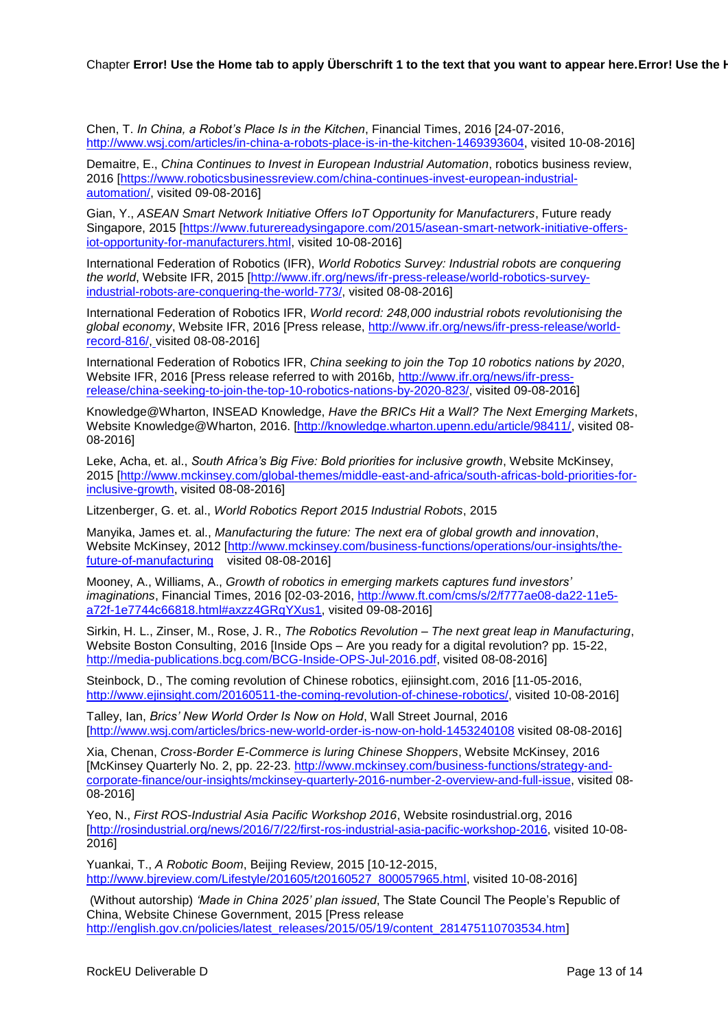Chen, T. *In China, a Robot's Place Is in the Kitchen*, Financial Times, 2016 [24-07-2016, http://www.wsj.com/articles/in-china-a-robots-place-is-in-the-kitchen-1469393604, visited 10-08-2016]

Demaitre, E., *China Continues to Invest in European Industrial Automation*, robotics business review, 2016 [https://www.roboticsbusinessreview.com/china-continues-invest-european-industrial-automation/, visited 09-08-2016]

Gian, Y., *ASEAN Smart Network Initiative Offers IoT Opportunity for Manufacturers*, Future ready Singapore, 2015 [https://www.futurereadysingapore.com/2015/asean-smart-network-initiative-offers-iot-opportunity-for-manufacturers.html, visited 10-08-2016]

International Federation of Robotics (IFR), *World Robotics Survey: Industrial robots are conquering the world*, Website IFR, 2015 [http://www.ifr.org/news/ifr-press-release/world-robotics-survey-industrial-robots-are-conquering-the-world-773/, visited 08-08-2016]

International Federation of Robotics IFR, *World record: 248,000 industrial robots revolutionising the global economy*, Website IFR, 2016 [Press release, http://www.ifr.org/news/ifr-press-release/world-record-816/, visited 08-08-2016]

International Federation of Robotics IFR, *China seeking to join the Top 10 robotics nations by 2020*, Website IFR, 2016 [Press release referred to with 2016b, http://www.ifr.org/news/ifr-press-release/china-seeking-to-join-the-top-10-robotics-nations-by-2020-823/, visited 09-08-2016]

Knowledge@Wharton, INSEAD Knowledge, *Have the BRICs Hit a Wall? The Next Emerging Markets*, Website Knowledge@Wharton, 2016. [http://knowledge.wharton.upenn.edu/article/98411/, visited 08-08-2016]

Leke, Acha, et. al., *South Africa's Big Five: Bold priorities for inclusive growth*, Website McKinsey, 2015 [http://www.mckinsey.com/global-themes/middle-east-and-africa/south-africas-bold-priorities-for-inclusive-growth, visited 08-08-2016]

Litzenberger, G. et. al., *World Robotics Report 2015 Industrial Robots*, 2015

Manyika, James et. al., *Manufacturing the future: The next era of global growth and innovation*, Website McKinsey, 2012 [http://www.mckinsey.com/business-functions/operations/our-insights/the-future-of-manufacturing visited 08-08-2016]

Mooney, A., Williams, A., *Growth of robotics in emerging markets captures fund investors' imaginations*, Financial Times, 2016 [02-03-2016, http://www.ft.com/cms/s/2/f777ae08-da22-11e5-a72f-1e7744c66818.html#axzz4GRqYXus1, visited 09-08-2016]

Sirkin, H. L., Zinser, M., Rose, J. R., *The Robotics Revolution – The next great leap in Manufacturing*, Website Boston Consulting, 2016 [Inside Ops – Are you ready for a digital revolution? pp. 15-22, http://media-publications.bcg.com/BCG-Inside-OPS-Jul-2016.pdf, visited 08-08-2016]

Steinbock, D., The coming revolution of Chinese robotics, ejiinsight.com, 2016 [11-05-2016, http://www.ejinsight.com/20160511-the-coming-revolution-of-chinese-robotics/, visited 10-08-2016]

Talley, Ian, *Brics' New World Order Is Now on Hold*, Wall Street Journal, 2016 [http://www.wsj.com/articles/brics-new-world-order-is-now-on-hold-1453240108 visited 08-08-2016]

Xia, Chenan, *Cross-Border E-Commerce is luring Chinese Shoppers*, Website McKinsey, 2016 [McKinsey Quarterly No. 2, pp. 22-23. http://www.mckinsey.com/business-functions/strategy-and-corporate-finance/our-insights/mckinsey-quarterly-2016-number-2-overview-and-full-issue, visited 08-08-2016]

Yeo, N., *First ROS-Industrial Asia Pacific Workshop 2016*, Website rosindustrial.org, 2016 [http://rosindustrial.org/news/2016/7/22/first-ros-industrial-asia-pacific-workshop-2016, visited 10-08-2016]

Yuankai, T., *A Robotic Boom*, Beijing Review, 2015 [10-12-2015, http://www.bjreview.com/Lifestyle/201605/t20160527_800057965.html, visited 10-08-2016]

(Without autorship) *'Made in China 2025' plan issued*, The State Council The People's Republic of China, Website Chinese Government, 2015 [Press release http://english.gov.cn/policies/latest_releases/2015/05/19/content_281475110703534.htm]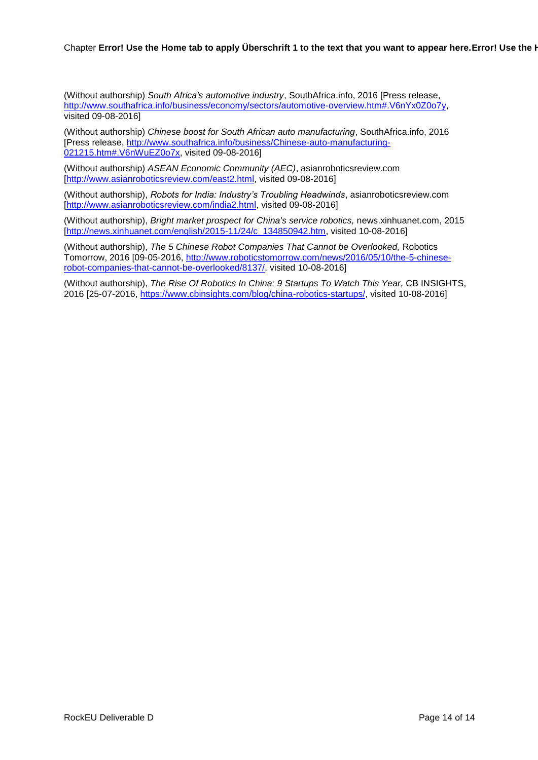(Without authorship) *South Africa's automotive industry*, SouthAfrica.info, 2016 [Press release, http://www.southafrica.info/business/economy/sectors/automotive-overview.htm#.V6nYx0Z0o7y, visited 09-08-2016]

(Without authorship) *Chinese boost for South African auto manufacturing*, SouthAfrica.info, 2016 [Press release, http://www.southafrica.info/business/Chinese-auto-manufacturing-021215.htm#.V6nWuEZ0o7x, visited 09-08-2016]

(Without authorship) *ASEAN Economic Community (AEC)*, asianroboticsreview.com [http://www.asianroboticsreview.com/east2.html, visited 09-08-2016]

(Without authorship), *Robots for India: Industry's Troubling Headwinds*, asianroboticsreview.com [http://www.asianroboticsreview.com/india2.html, visited 09-08-2016]

(Without authorship), *Bright market prospect for China's service robotics,* news.xinhuanet.com, 2015 [http://news.xinhuanet.com/english/2015-11/24/c_134850942.htm, visited 10-08-2016]

(Without authorship), *The 5 Chinese Robot Companies That Cannot be Overlooked,* Robotics Tomorrow, 2016 [09-05-2016, http://www.roboticstomorrow.com/news/2016/05/10/the-5-chinese-robot-companies-that-cannot-be-overlooked/8137/, visited 10-08-2016]

(Without authorship), *The Rise Of Robotics In China: 9 Startups To Watch This Year,* CB INSIGHTS, 2016 [25-07-2016, https://www.cbinsights.com/blog/china-robotics-startups/, visited 10-08-2016]